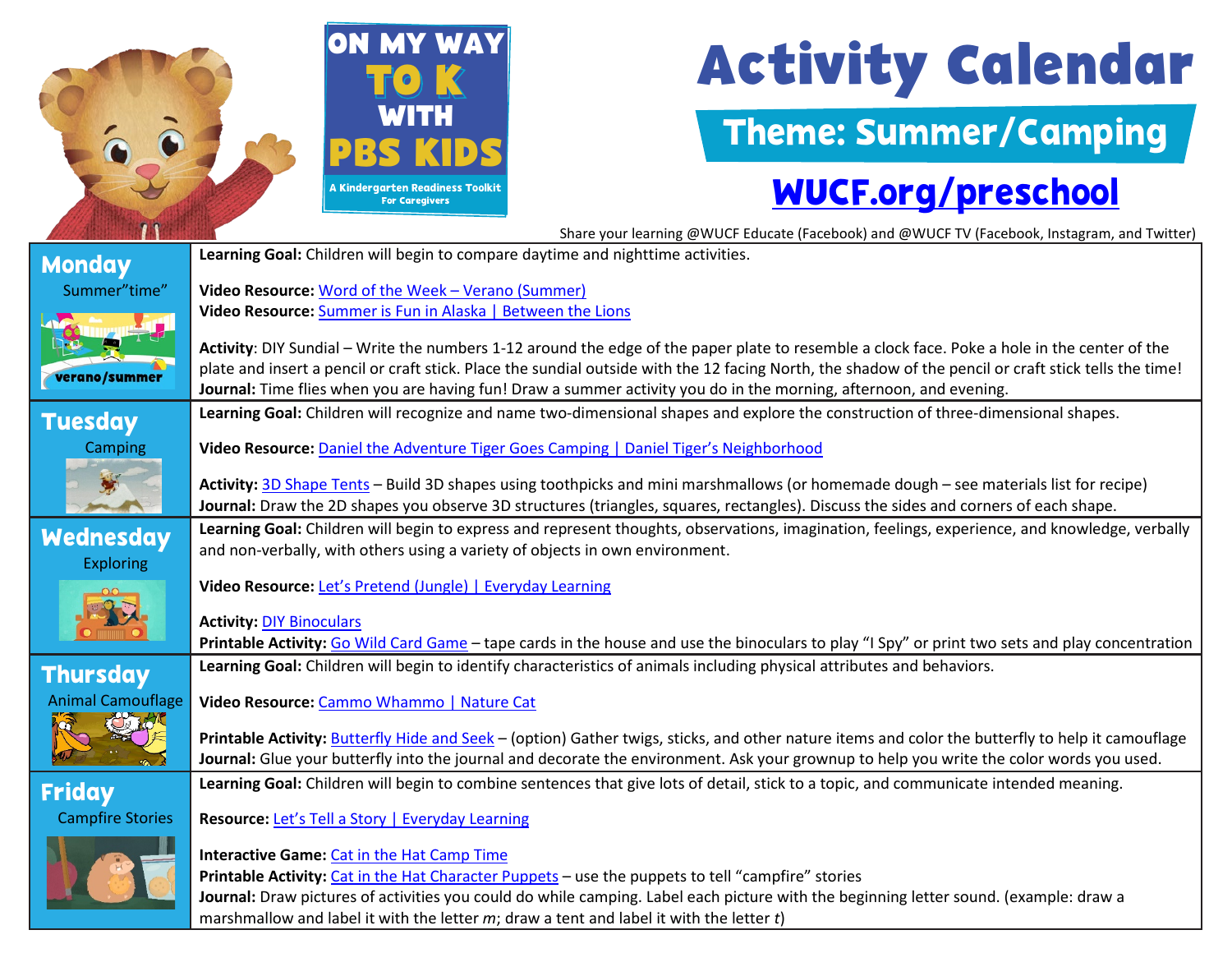ON MY WAY TO K WITH PBS KIDS
A Kindergarten Readiness Toolkit For Caregivers

# Activity Calendar

## Theme: Summer/Camping

**WUCF.org/preschool**

Share your learning @WUCF Educate (Facebook) and @WUCF TV (Facebook, Instagram, and Twitter)

| Day | Activities |
|---|---|
| **Monday** Summer"time" (verano/summer) | **Learning Goal:** Children will begin to compare daytime and nighttime activities.<br><br>**Video Resource:** Word of the Week – Verano (Summer)<br>**Video Resource:** Summer is Fun in Alaska \| Between the Lions<br><br>**Activity**: DIY Sundial – Write the numbers 1-12 around the edge of the paper plate to resemble a clock face. Poke a hole in the center of the plate and insert a pencil or craft stick. Place the sundial outside with the 12 facing North, the shadow of the pencil or craft stick tells the time!<br>**Journal:** Time flies when you are having fun! Draw a summer activity you do in the morning, afternoon, and evening. |
| **Tuesday** Camping | **Learning Goal:** Children will recognize and name two-dimensional shapes and explore the construction of three-dimensional shapes.<br><br>**Video Resource:** Daniel the Adventure Tiger Goes Camping \| Daniel Tiger's Neighborhood<br><br>**Activity:** 3D Shape Tents – Build 3D shapes using toothpicks and mini marshmallows (or homemade dough – see materials list for recipe)<br>**Journal:** Draw the 2D shapes you observe 3D structures (triangles, squares, rectangles). Discuss the sides and corners of each shape. |
| **Wednesday** Exploring | **Learning Goal:** Children will begin to express and represent thoughts, observations, imagination, feelings, experience, and knowledge, verbally and non-verbally, with others using a variety of objects in own environment.<br><br>**Video Resource:** Let's Pretend (Jungle) \| Everyday Learning<br><br>**Activity:** DIY Binoculars<br>**Printable Activity:** Go Wild Card Game – tape cards in the house and use the binoculars to play "I Spy" or print two sets and play concentration |
| **Thursday** Animal Camouflage | **Learning Goal:** Children will begin to identify characteristics of animals including physical attributes and behaviors.<br><br>**Video Resource:** Cammo Whammo \| Nature Cat<br><br>**Printable Activity:** Butterfly Hide and Seek – (option) Gather twigs, sticks, and other nature items and color the butterfly to help it camouflage<br>**Journal:** Glue your butterfly into the journal and decorate the environment. Ask your grownup to help you write the color words you used. |
| **Friday** Campfire Stories | **Learning Goal:** Children will begin to combine sentences that give lots of detail, stick to a topic, and communicate intended meaning.<br><br>**Resource:** Let's Tell a Story \| Everyday Learning<br><br>**Interactive Game:** Cat in the Hat Camp Time<br>**Printable Activity:** Cat in the Hat Character Puppets – use the puppets to tell "campfire" stories<br>**Journal:** Draw pictures of activities you could do while camping. Label each picture with the beginning letter sound. (example: draw a marshmallow and label it with the letter *m*; draw a tent and label it with the letter *t*) |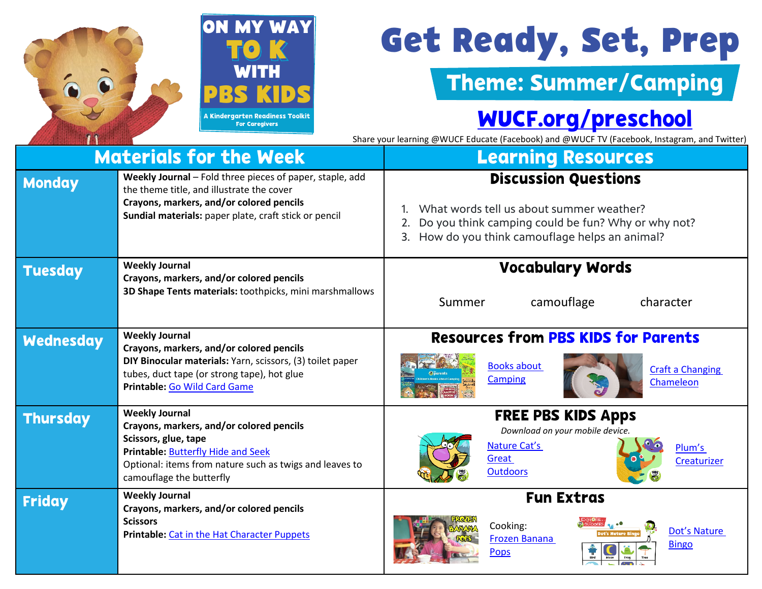ON MY WAY TO K WITH PBS KIDS

A Kindergarten Readiness Toolkit For Caregivers

# Get Ready, Set, Prep

## Theme: Summer/Camping

**WUCF.org/preschool**

Share your learning @WUCF Educate (Facebook) and @WUCF TV (Facebook, Instagram, and Twitter)

| Day | Materials for the Week | Learning Resources |
|---|---|---|
| **Monday** | **Weekly Journal** – Fold three pieces of paper, staple, add the theme title, and illustrate the cover<br>**Crayons, markers, and/or colored pencils**<br>**Sundial materials:** paper plate, craft stick or pencil | **Discussion Questions**<br>1. What words tell us about summer weather?<br>2. Do you think camping could be fun? Why or why not?<br>3. How do you think camouflage helps an animal? |
| **Tuesday** | **Weekly Journal**<br>**Crayons, markers, and/or colored pencils**<br>**3D Shape Tents materials:** toothpicks, mini marshmallows | **Vocabulary Words**<br>Summer camouflage character |
| **Wednesday** | **Weekly Journal**<br>**Crayons, markers, and/or colored pencils**<br>**DIY Binocular materials:** Yarn, scissors, (3) toilet paper tubes, duct tape (or strong tape), hot glue<br>**Printable:** Go Wild Card Game | **Resources from PBS KIDS for Parents**<br>Books about Camping<br>Craft a Changing Chameleon |
| **Thursday** | **Weekly Journal**<br>**Crayons, markers, and/or colored pencils**<br>**Scissors, glue, tape**<br>**Printable:** Butterfly Hide and Seek<br>Optional: items from nature such as twigs and leaves to camouflage the butterfly | **FREE PBS KIDS Apps**<br>*Download on your mobile device.*<br>Nature Cat's Great Outdoors<br>Plum's Creaturizer |
| **Friday** | **Weekly Journal**<br>**Crayons, markers, and/or colored pencils**<br>**Scissors**<br>**Printable:** Cat in the Hat Character Puppets | **Fun Extras**<br>Cooking: Frozen Banana Pops<br>Dot's Nature Bingo |